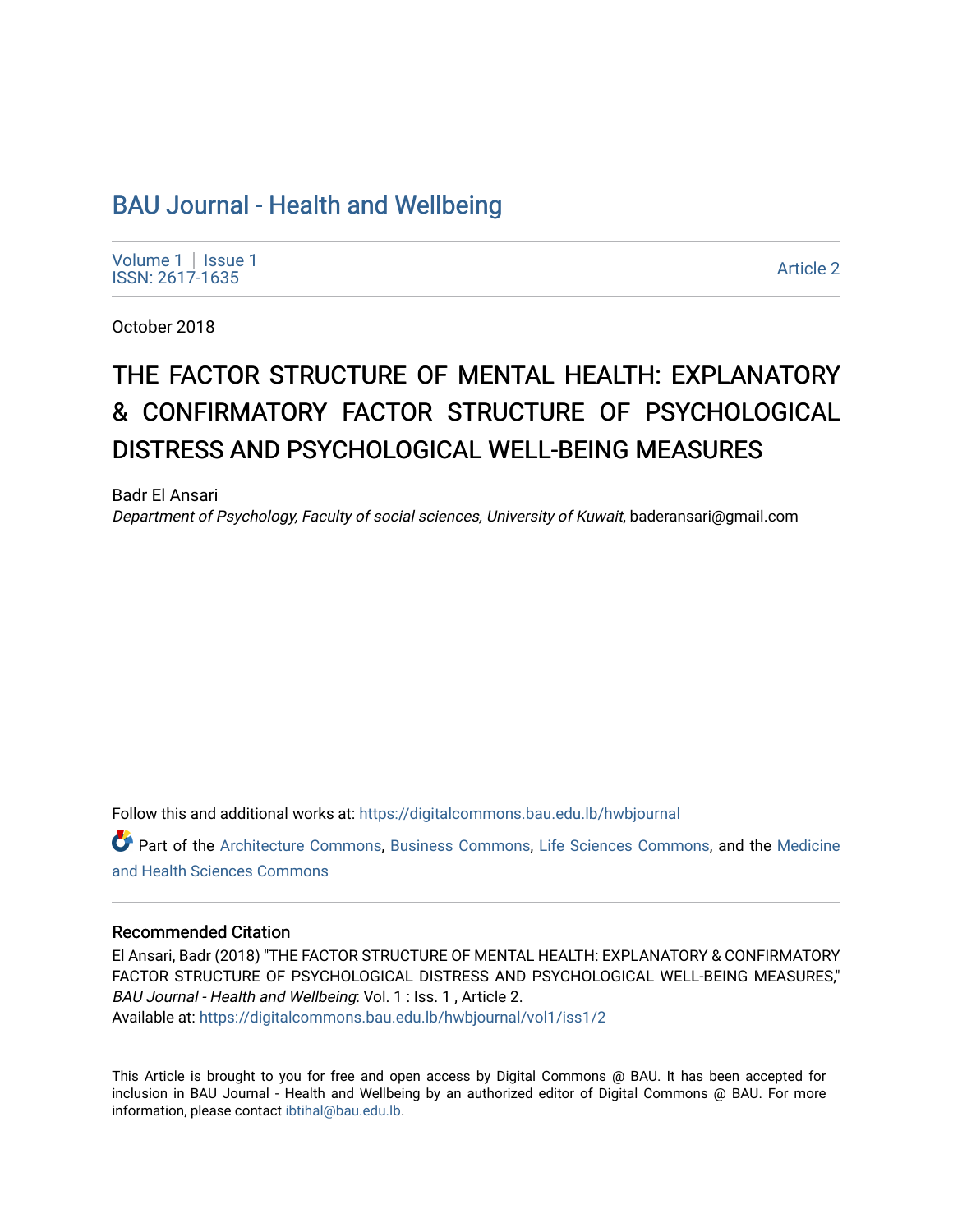# BAU Journal - Health and Wellbeing

Volume 1 | Issue 1
ISSN: 2617-1635

Article 2

October 2018

# THE FACTOR STRUCTURE OF MENTAL HEALTH: EXPLANATORY & CONFIRMATORY FACTOR STRUCTURE OF PSYCHOLOGICAL DISTRESS AND PSYCHOLOGICAL WELL-BEING MEASURES

Badr El Ansari
*Department of Psychology, Faculty of social sciences, University of Kuwait*, baderansari@gmail.com

Follow this and additional works at: https://digitalcommons.bau.edu.lb/hwbjournal

Part of the Architecture Commons, Business Commons, Life Sciences Commons, and the Medicine and Health Sciences Commons

## Recommended Citation

El Ansari, Badr (2018) "THE FACTOR STRUCTURE OF MENTAL HEALTH: EXPLANATORY & CONFIRMATORY FACTOR STRUCTURE OF PSYCHOLOGICAL DISTRESS AND PSYCHOLOGICAL WELL-BEING MEASURES," *BAU Journal - Health and Wellbeing*: Vol. 1 : Iss. 1 , Article 2.
Available at: https://digitalcommons.bau.edu.lb/hwbjournal/vol1/iss1/2

This Article is brought to you for free and open access by Digital Commons @ BAU. It has been accepted for inclusion in BAU Journal - Health and Wellbeing by an authorized editor of Digital Commons @ BAU. For more information, please contact ibtihal@bau.edu.lb.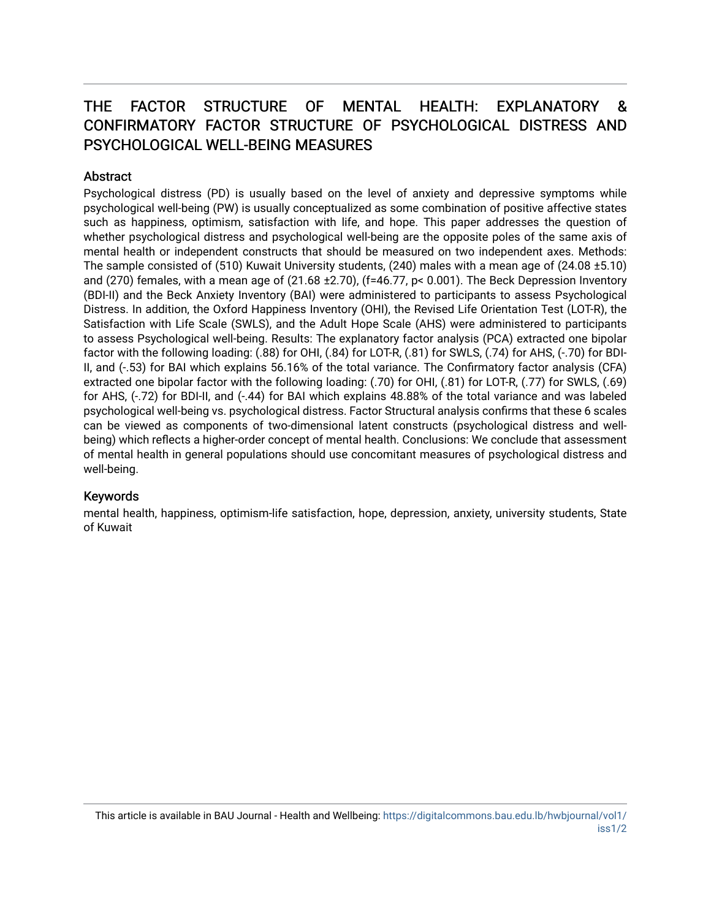# THE FACTOR STRUCTURE OF MENTAL HEALTH: EXPLANATORY & CONFIRMATORY FACTOR STRUCTURE OF PSYCHOLOGICAL DISTRESS AND PSYCHOLOGICAL WELL-BEING MEASURES

## Abstract

Psychological distress (PD) is usually based on the level of anxiety and depressive symptoms while psychological well-being (PW) is usually conceptualized as some combination of positive affective states such as happiness, optimism, satisfaction with life, and hope. This paper addresses the question of whether psychological distress and psychological well-being are the opposite poles of the same axis of mental health or independent constructs that should be measured on two independent axes. Methods: The sample consisted of (510) Kuwait University students, (240) males with a mean age of (24.08 ±5.10) and (270) females, with a mean age of (21.68 ±2.70), (f=46.77, p< 0.001). The Beck Depression Inventory (BDI-II) and the Beck Anxiety Inventory (BAI) were administered to participants to assess Psychological Distress. In addition, the Oxford Happiness Inventory (OHI), the Revised Life Orientation Test (LOT-R), the Satisfaction with Life Scale (SWLS), and the Adult Hope Scale (AHS) were administered to participants to assess Psychological well-being. Results: The explanatory factor analysis (PCA) extracted one bipolar factor with the following loading: (.88) for OHI, (.84) for LOT-R, (.81) for SWLS, (.74) for AHS, (-.70) for BDI-II, and (-.53) for BAI which explains 56.16% of the total variance. The Confirmatory factor analysis (CFA) extracted one bipolar factor with the following loading: (.70) for OHI, (.81) for LOT-R, (.77) for SWLS, (.69) for AHS, (-.72) for BDI-II, and (-.44) for BAI which explains 48.88% of the total variance and was labeled psychological well-being vs. psychological distress. Factor Structural analysis confirms that these 6 scales can be viewed as components of two-dimensional latent constructs (psychological distress and well-being) which reflects a higher-order concept of mental health. Conclusions: We conclude that assessment of mental health in general populations should use concomitant measures of psychological distress and well-being.

## Keywords

mental health, happiness, optimism-life satisfaction, hope, depression, anxiety, university students, State of Kuwait

This article is available in BAU Journal - Health and Wellbeing: https://digitalcommons.bau.edu.lb/hwbjournal/vol1/iss1/2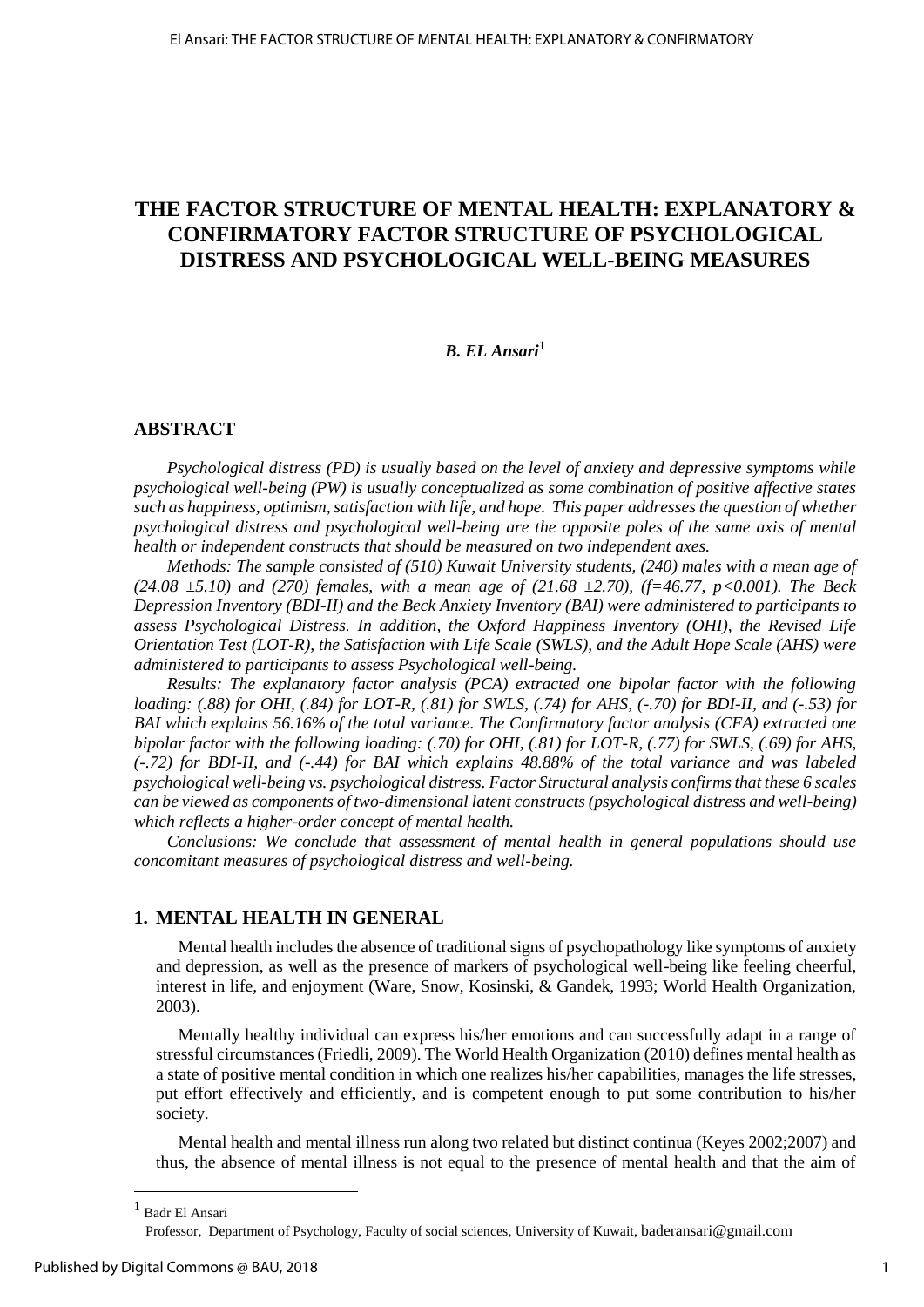# THE FACTOR STRUCTURE OF MENTAL HEALTH: EXPLANATORY & CONFIRMATORY FACTOR STRUCTURE OF PSYCHOLOGICAL DISTRESS AND PSYCHOLOGICAL WELL-BEING MEASURES

***B. EL Ansari***[1]

## ABSTRACT

*Psychological distress (PD) is usually based on the level of anxiety and depressive symptoms while psychological well-being (PW) is usually conceptualized as some combination of positive affective states such as happiness, optimism, satisfaction with life, and hope. This paper addresses the question of whether psychological distress and psychological well-being are the opposite poles of the same axis of mental health or independent constructs that should be measured on two independent axes.*

*Methods: The sample consisted of (510) Kuwait University students, (240) males with a mean age of (24.08 ±5.10) and (270) females, with a mean age of (21.68 ±2.70), (f=46.77, p<0.001). The Beck Depression Inventory (BDI-II) and the Beck Anxiety Inventory (BAI) were administered to participants to assess Psychological Distress. In addition, the Oxford Happiness Inventory (OHI), the Revised Life Orientation Test (LOT-R), the Satisfaction with Life Scale (SWLS), and the Adult Hope Scale (AHS) were administered to participants to assess Psychological well-being.*

*Results: The explanatory factor analysis (PCA) extracted one bipolar factor with the following loading: (.88) for OHI, (.84) for LOT-R, (.81) for SWLS, (.74) for AHS, (-.70) for BDI-II, and (-.53) for BAI which explains 56.16% of the total variance. The Confirmatory factor analysis (CFA) extracted one bipolar factor with the following loading: (.70) for OHI, (.81) for LOT-R, (.77) for SWLS, (.69) for AHS, (-.72) for BDI-II, and (-.44) for BAI which explains 48.88% of the total variance and was labeled psychological well-being vs. psychological distress. Factor Structural analysis confirms that these 6 scales can be viewed as components of two-dimensional latent constructs (psychological distress and well-being) which reflects a higher-order concept of mental health.*

*Conclusions: We conclude that assessment of mental health in general populations should use concomitant measures of psychological distress and well-being.*

## 1. MENTAL HEALTH IN GENERAL

Mental health includes the absence of traditional signs of psychopathology like symptoms of anxiety and depression, as well as the presence of markers of psychological well-being like feeling cheerful, interest in life, and enjoyment (Ware, Snow, Kosinski, & Gandek, 1993; World Health Organization, 2003).

Mentally healthy individual can express his/her emotions and can successfully adapt in a range of stressful circumstances (Friedli, 2009). The World Health Organization (2010) defines mental health as a state of positive mental condition in which one realizes his/her capabilities, manages the life stresses, put effort effectively and efficiently, and is competent enough to put some contribution to his/her society.

Mental health and mental illness run along two related but distinct continua (Keyes 2002;2007) and thus, the absence of mental illness is not equal to the presence of mental health and that the aim of

---

[1] Badr El Ansari
Professor, Department of Psychology, Faculty of social sciences, University of Kuwait, baderansari@gmail.com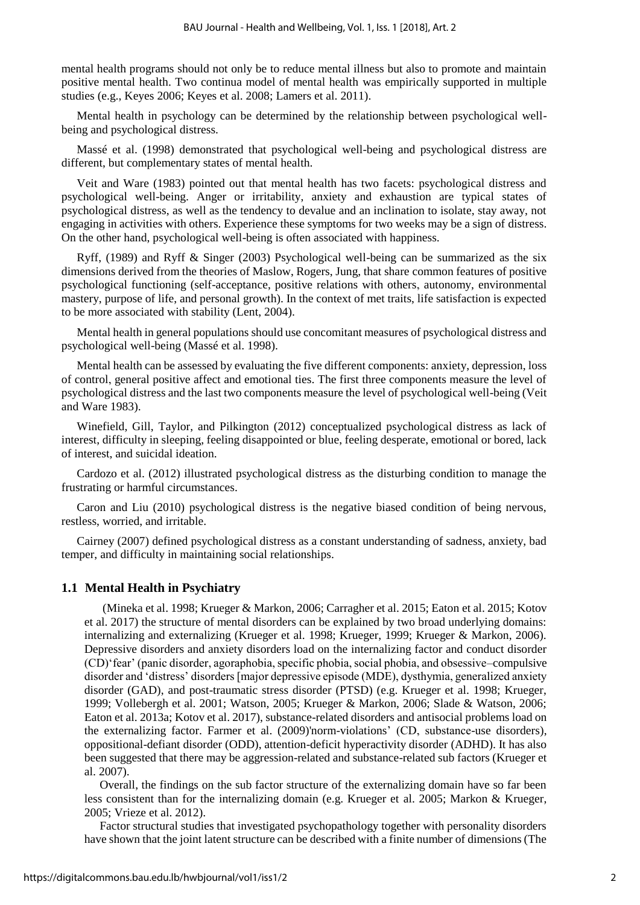mental health programs should not only be to reduce mental illness but also to promote and maintain positive mental health. Two continua model of mental health was empirically supported in multiple studies (e.g., Keyes 2006; Keyes et al. 2008; Lamers et al. 2011).

Mental health in psychology can be determined by the relationship between psychological well-being and psychological distress.

Massé et al. (1998) demonstrated that psychological well-being and psychological distress are different, but complementary states of mental health.

Veit and Ware (1983) pointed out that mental health has two facets: psychological distress and psychological well-being. Anger or irritability, anxiety and exhaustion are typical states of psychological distress, as well as the tendency to devalue and an inclination to isolate, stay away, not engaging in activities with others. Experience these symptoms for two weeks may be a sign of distress. On the other hand, psychological well-being is often associated with happiness.

Ryff, (1989) and Ryff & Singer (2003) Psychological well-being can be summarized as the six dimensions derived from the theories of Maslow, Rogers, Jung, that share common features of positive psychological functioning (self-acceptance, positive relations with others, autonomy, environmental mastery, purpose of life, and personal growth). In the context of met traits, life satisfaction is expected to be more associated with stability (Lent, 2004).

Mental health in general populations should use concomitant measures of psychological distress and psychological well-being (Massé et al. 1998).

Mental health can be assessed by evaluating the five different components: anxiety, depression, loss of control, general positive affect and emotional ties. The first three components measure the level of psychological distress and the last two components measure the level of psychological well-being (Veit and Ware 1983).

Winefield, Gill, Taylor, and Pilkington (2012) conceptualized psychological distress as lack of interest, difficulty in sleeping, feeling disappointed or blue, feeling desperate, emotional or bored, lack of interest, and suicidal ideation.

Cardozo et al. (2012) illustrated psychological distress as the disturbing condition to manage the frustrating or harmful circumstances.

Caron and Liu (2010) psychological distress is the negative biased condition of being nervous, restless, worried, and irritable.

Cairney (2007) defined psychological distress as a constant understanding of sadness, anxiety, bad temper, and difficulty in maintaining social relationships.

## 1.1 Mental Health in Psychiatry

(Mineka et al. 1998; Krueger & Markon, 2006; Carragher et al. 2015; Eaton et al. 2015; Kotov et al. 2017) the structure of mental disorders can be explained by two broad underlying domains: internalizing and externalizing (Krueger et al. 1998; Krueger, 1999; Krueger & Markon, 2006). Depressive disorders and anxiety disorders load on the internalizing factor and conduct disorder (CD)'fear' (panic disorder, agoraphobia, specific phobia, social phobia, and obsessive–compulsive disorder and 'distress' disorders [major depressive episode (MDE), dysthymia, generalized anxiety disorder (GAD), and post-traumatic stress disorder (PTSD) (e.g. Krueger et al. 1998; Krueger, 1999; Vollebergh et al. 2001; Watson, 2005; Krueger & Markon, 2006; Slade & Watson, 2006; Eaton et al. 2013a; Kotov et al. 2017), substance-related disorders and antisocial problems load on the externalizing factor. Farmer et al. (2009)'norm-violations' (CD, substance-use disorders), oppositional-defiant disorder (ODD), attention-deficit hyperactivity disorder (ADHD). It has also been suggested that there may be aggression-related and substance-related sub factors (Krueger et al. 2007).

Overall, the findings on the sub factor structure of the externalizing domain have so far been less consistent than for the internalizing domain (e.g. Krueger et al. 2005; Markon & Krueger, 2005; Vrieze et al. 2012).

Factor structural studies that investigated psychopathology together with personality disorders have shown that the joint latent structure can be described with a finite number of dimensions (The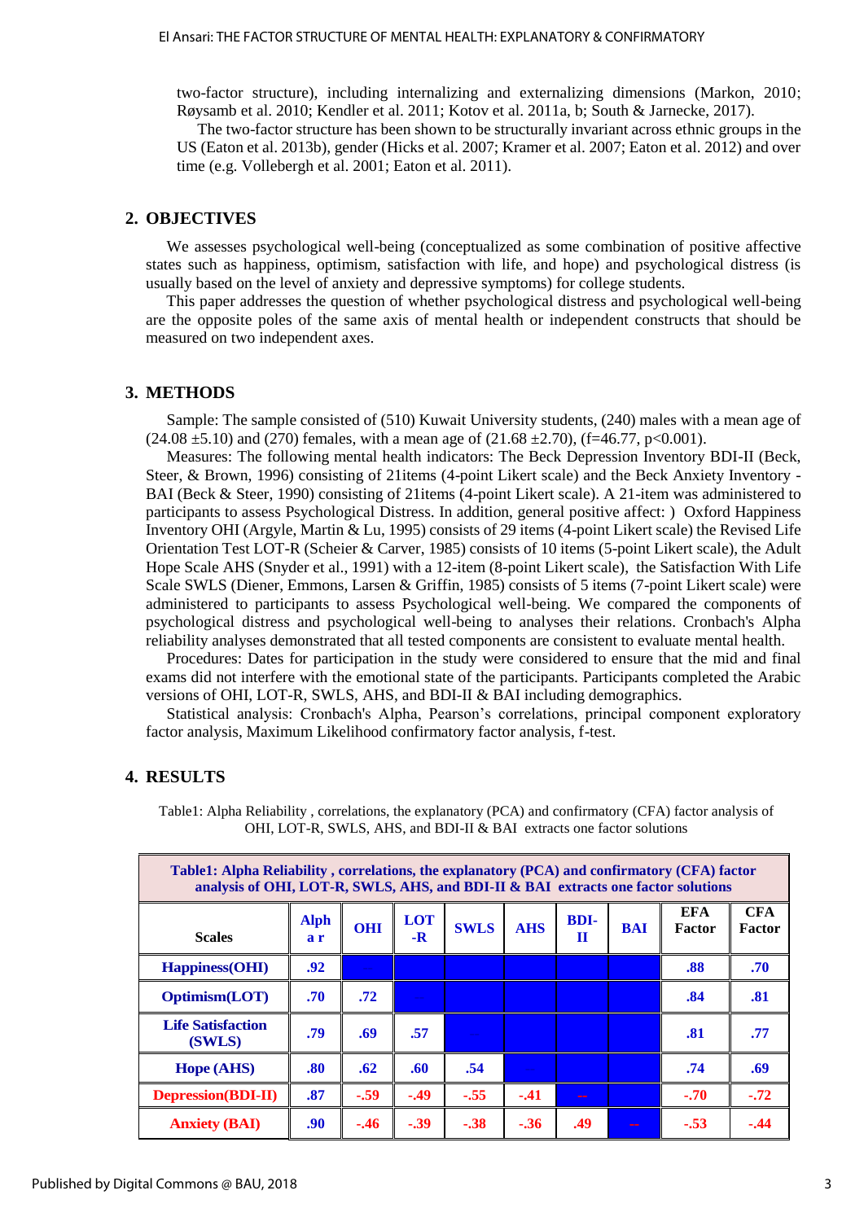two-factor structure), including internalizing and externalizing dimensions (Markon, 2010; Røysamb et al. 2010; Kendler et al. 2011; Kotov et al. 2011a, b; South & Jarnecke, 2017).

The two-factor structure has been shown to be structurally invariant across ethnic groups in the US (Eaton et al. 2013b), gender (Hicks et al. 2007; Kramer et al. 2007; Eaton et al. 2012) and over time (e.g. Vollebergh et al. 2001; Eaton et al. 2011).

## 2. OBJECTIVES

We assesses psychological well-being (conceptualized as some combination of positive affective states such as happiness, optimism, satisfaction with life, and hope) and psychological distress (is usually based on the level of anxiety and depressive symptoms) for college students.

This paper addresses the question of whether psychological distress and psychological well-being are the opposite poles of the same axis of mental health or independent constructs that should be measured on two independent axes.

## 3. METHODS

Sample: The sample consisted of (510) Kuwait University students, (240) males with a mean age of (24.08 ±5.10) and (270) females, with a mean age of (21.68 ±2.70), (f=46.77, p<0.001).

Measures: The following mental health indicators: The Beck Depression Inventory BDI-II (Beck, Steer, & Brown, 1996) consisting of 21items (4-point Likert scale) and the Beck Anxiety Inventory - BAI (Beck & Steer, 1990) consisting of 21items (4-point Likert scale). A 21-item was administered to participants to assess Psychological Distress. In addition, general positive affect: ) Oxford Happiness Inventory OHI (Argyle, Martin & Lu, 1995) consists of 29 items (4-point Likert scale) the Revised Life Orientation Test LOT-R (Scheier & Carver, 1985) consists of 10 items (5-point Likert scale), the Adult Hope Scale AHS (Snyder et al., 1991) with a 12-item (8-point Likert scale), the Satisfaction With Life Scale SWLS (Diener, Emmons, Larsen & Griffin, 1985) consists of 5 items (7-point Likert scale) were administered to participants to assess Psychological well-being. We compared the components of psychological distress and psychological well-being to analyses their relations. Cronbach's Alpha reliability analyses demonstrated that all tested components are consistent to evaluate mental health.

Procedures: Dates for participation in the study were considered to ensure that the mid and final exams did not interfere with the emotional state of the participants. Participants completed the Arabic versions of OHI, LOT-R, SWLS, AHS, and BDI-II & BAI including demographics.

Statistical analysis: Cronbach's Alpha, Pearson's correlations, principal component exploratory factor analysis, Maximum Likelihood confirmatory factor analysis, f-test.

## 4. RESULTS

Table1: Alpha Reliability , correlations, the explanatory (PCA) and confirmatory (CFA) factor analysis of OHI, LOT-R, SWLS, AHS, and BDI-II & BAI extracts one factor solutions

**Table1: Alpha Reliability , correlations, the explanatory (PCA) and confirmatory (CFA) factor analysis of OHI, LOT-R, SWLS, AHS, and BDI-II & BAI extracts one factor solutions**

| Scales | Alpha r | OHI | LOT-R | SWLS | AHS | BDI-II | BAI | EFA Factor | CFA Factor |
|---|---|---|---|---|---|---|---|---|---|
| Happiness(OHI) | .92 | | | | | | | .88 | .70 |
| Optimism(LOT) | .70 | .72 | | | | | | .84 | .81 |
| Life Satisfaction (SWLS) | .79 | .69 | .57 | -- | | | | .81 | .77 |
| Hope (AHS) | .80 | .62 | .60 | .54 | -- | | | .74 | .69 |
| Depression(BDI-II) | .87 | -.59 | -.49 | -.55 | -.41 | -- | | -.70 | -.72 |
| Anxiety (BAI) | .90 | -.46 | -.39 | -.38 | -.36 | .49 | -- | -.53 | -.44 |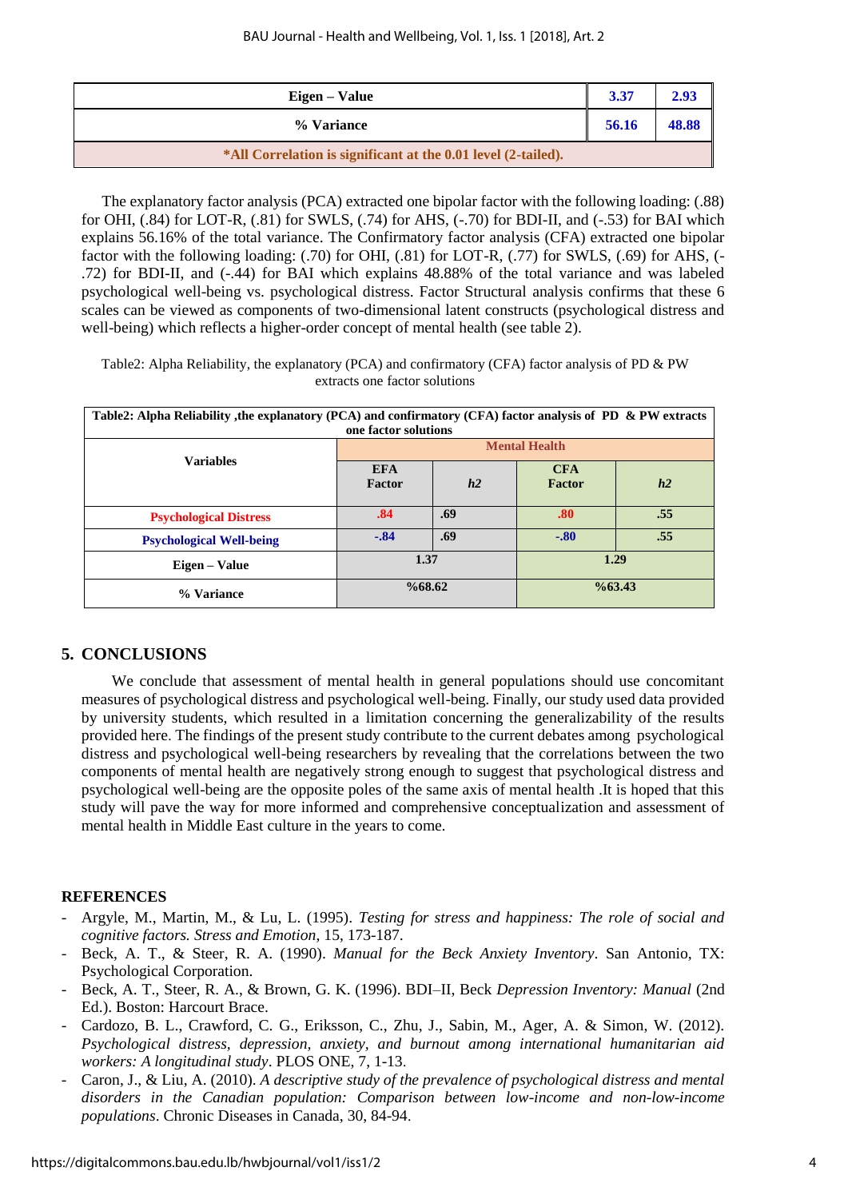| Eigen – Value | 3.37 | 2.93 |
|---|---|---|
| % Variance | 56.16 | 48.88 |
| *All Correlation is significant at the 0.01 level (2-tailed). | | |

The explanatory factor analysis (PCA) extracted one bipolar factor with the following loading: (.88) for OHI, (.84) for LOT-R, (.81) for SWLS, (.74) for AHS, (-.70) for BDI-II, and (-.53) for BAI which explains 56.16% of the total variance. The Confirmatory factor analysis (CFA) extracted one bipolar factor with the following loading: (.70) for OHI, (.81) for LOT-R, (.77) for SWLS, (.69) for AHS, (-.72) for BDI-II, and (-.44) for BAI which explains 48.88% of the total variance and was labeled psychological well-being vs. psychological distress. Factor Structural analysis confirms that these 6 scales can be viewed as components of two-dimensional latent constructs (psychological distress and well-being) which reflects a higher-order concept of mental health (see table 2).

Table2: Alpha Reliability, the explanatory (PCA) and confirmatory (CFA) factor analysis of PD & PW extracts one factor solutions

| Variables | Mental Health | | | |
|---|---|---|---|---|
| | EFA Factor | h2 | CFA Factor | h2 |
| Psychological Distress | .84 | .69 | .80 | .55 |
| Psychological Well-being | -.84 | .69 | -.80 | .55 |
| Eigen – Value | 1.37 | | 1.29 | |
| % Variance | %68.62 | | %63.43 | |

## 5. CONCLUSIONS

We conclude that assessment of mental health in general populations should use concomitant measures of psychological distress and psychological well-being. Finally, our study used data provided by university students, which resulted in a limitation concerning the generalizability of the results provided here. The findings of the present study contribute to the current debates among psychological distress and psychological well-being researchers by revealing that the correlations between the two components of mental health are negatively strong enough to suggest that psychological distress and psychological well-being are the opposite poles of the same axis of mental health .It is hoped that this study will pave the way for more informed and comprehensive conceptualization and assessment of mental health in Middle East culture in the years to come.

## REFERENCES

- Argyle, M., Martin, M., & Lu, L. (1995). *Testing for stress and happiness: The role of social and cognitive factors. Stress and Emotion*, 15, 173-187.
- Beck, A. T., & Steer, R. A. (1990). *Manual for the Beck Anxiety Inventory*. San Antonio, TX: Psychological Corporation.
- Beck, A. T., Steer, R. A., & Brown, G. K. (1996). BDI–II, Beck *Depression Inventory: Manual* (2nd Ed.). Boston: Harcourt Brace.
- Cardozo, B. L., Crawford, C. G., Eriksson, C., Zhu, J., Sabin, M., Ager, A. & Simon, W. (2012). *Psychological distress, depression, anxiety, and burnout among international humanitarian aid workers: A longitudinal study*. PLOS ONE, 7, 1-13.
- Caron, J., & Liu, A. (2010). *A descriptive study of the prevalence of psychological distress and mental disorders in the Canadian population: Comparison between low-income and non-low-income populations*. Chronic Diseases in Canada, 30, 84-94.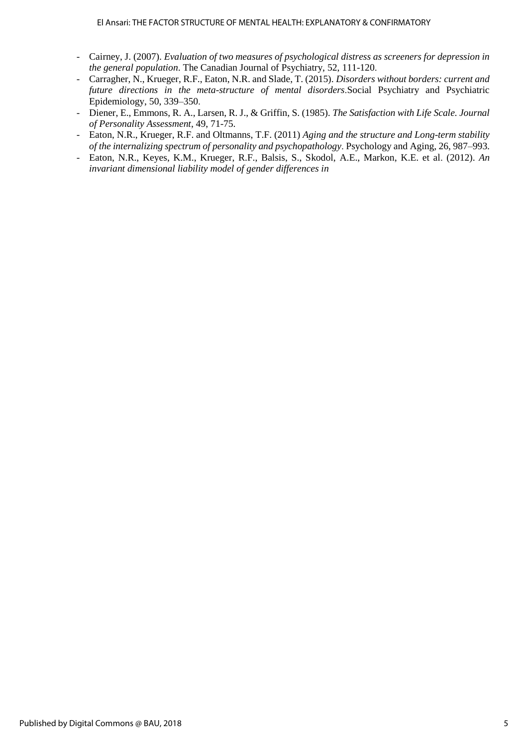- Cairney, J. (2007). *Evaluation of two measures of psychological distress as screeners for depression in the general population*. The Canadian Journal of Psychiatry, 52, 111-120.
- Carragher, N., Krueger, R.F., Eaton, N.R. and Slade, T. (2015). *Disorders without borders: current and future directions in the meta-structure of mental disorders*.Social Psychiatry and Psychiatric Epidemiology, 50, 339–350.
- Diener, E., Emmons, R. A., Larsen, R. J., & Griffin, S. (1985). *The Satisfaction with Life Scale. Journal of Personality Assessment*, 49, 71-75.
- Eaton, N.R., Krueger, R.F. and Oltmanns, T.F. (2011) *Aging and the structure and Long-term stability of the internalizing spectrum of personality and psychopathology*. Psychology and Aging, 26, 987–993.
- Eaton, N.R., Keyes, K.M., Krueger, R.F., Balsis, S., Skodol, A.E., Markon, K.E. et al. (2012). *An invariant dimensional liability model of gender differences in*